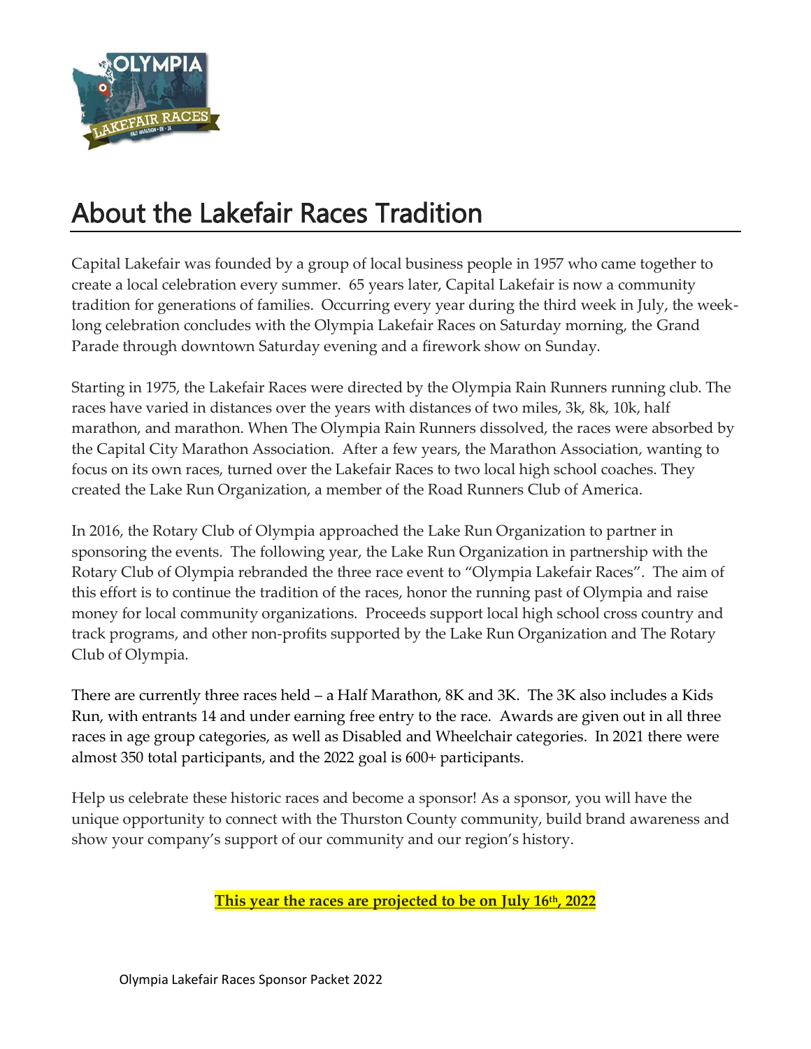# About the Lakefair Races Tradition

Capital Lakefair was founded by a group of local business people in 1957 who came together to create a local celebration every summer. 65 years later, Capital Lakefair is now a community tradition for generations of families. Occurring every year during the third week in July, the week-long celebration concludes with the Olympia Lakefair Races on Saturday morning, the Grand Parade through downtown Saturday evening and a firework show on Sunday.

Starting in 1975, the Lakefair Races were directed by the Olympia Rain Runners running club. The races have varied in distances over the years with distances of two miles, 3k, 8k, 10k, half marathon, and marathon. When The Olympia Rain Runners dissolved, the races were absorbed by the Capital City Marathon Association. After a few years, the Marathon Association, wanting to focus on its own races, turned over the Lakefair Races to two local high school coaches. They created the Lake Run Organization, a member of the Road Runners Club of America.

In 2016, the Rotary Club of Olympia approached the Lake Run Organization to partner in sponsoring the events. The following year, the Lake Run Organization in partnership with the Rotary Club of Olympia rebranded the three race event to "Olympia Lakefair Races". The aim of this effort is to continue the tradition of the races, honor the running past of Olympia and raise money for local community organizations. Proceeds support local high school cross country and track programs, and other non-profits supported by the Lake Run Organization and The Rotary Club of Olympia.

There are currently three races held – a Half Marathon, 8K and 3K. The 3K also includes a Kids Run, with entrants 14 and under earning free entry to the race. Awards are given out in all three races in age group categories, as well as Disabled and Wheelchair categories. In 2021 there were almost 350 total participants, and the 2022 goal is 600+ participants.

Help us celebrate these historic races and become a sponsor! As a sponsor, you will have the unique opportunity to connect with the Thurston County community, build brand awareness and show your company's support of our community and our region's history.

**This year the races are projected to be on July 16th, 2022**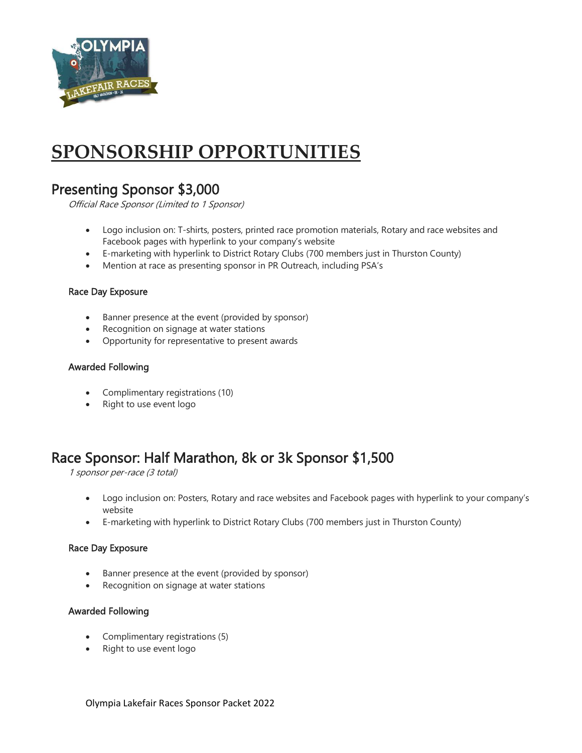# SPONSORSHIP OPPORTUNITIES

## Presenting Sponsor $3,000

*Official Race Sponsor (Limited to 1 Sponsor)*

- Logo inclusion on: T-shirts, posters, printed race promotion materials, Rotary and race websites and Facebook pages with hyperlink to your company's website
- E-marketing with hyperlink to District Rotary Clubs (700 members just in Thurston County)
- Mention at race as presenting sponsor in PR Outreach, including PSA's

### Race Day Exposure

- Banner presence at the event (provided by sponsor)
- Recognition on signage at water stations
- Opportunity for representative to present awards

### Awarded Following

- Complimentary registrations (10)
- Right to use event logo

## Race Sponsor: Half Marathon, 8k or 3k Sponsor $1,500

*1 sponsor per-race (3 total)*

- Logo inclusion on: Posters, Rotary and race websites and Facebook pages with hyperlink to your company's website
- E-marketing with hyperlink to District Rotary Clubs (700 members just in Thurston County)

### Race Day Exposure

- Banner presence at the event (provided by sponsor)
- Recognition on signage at water stations

### Awarded Following

- Complimentary registrations (5)
- Right to use event logo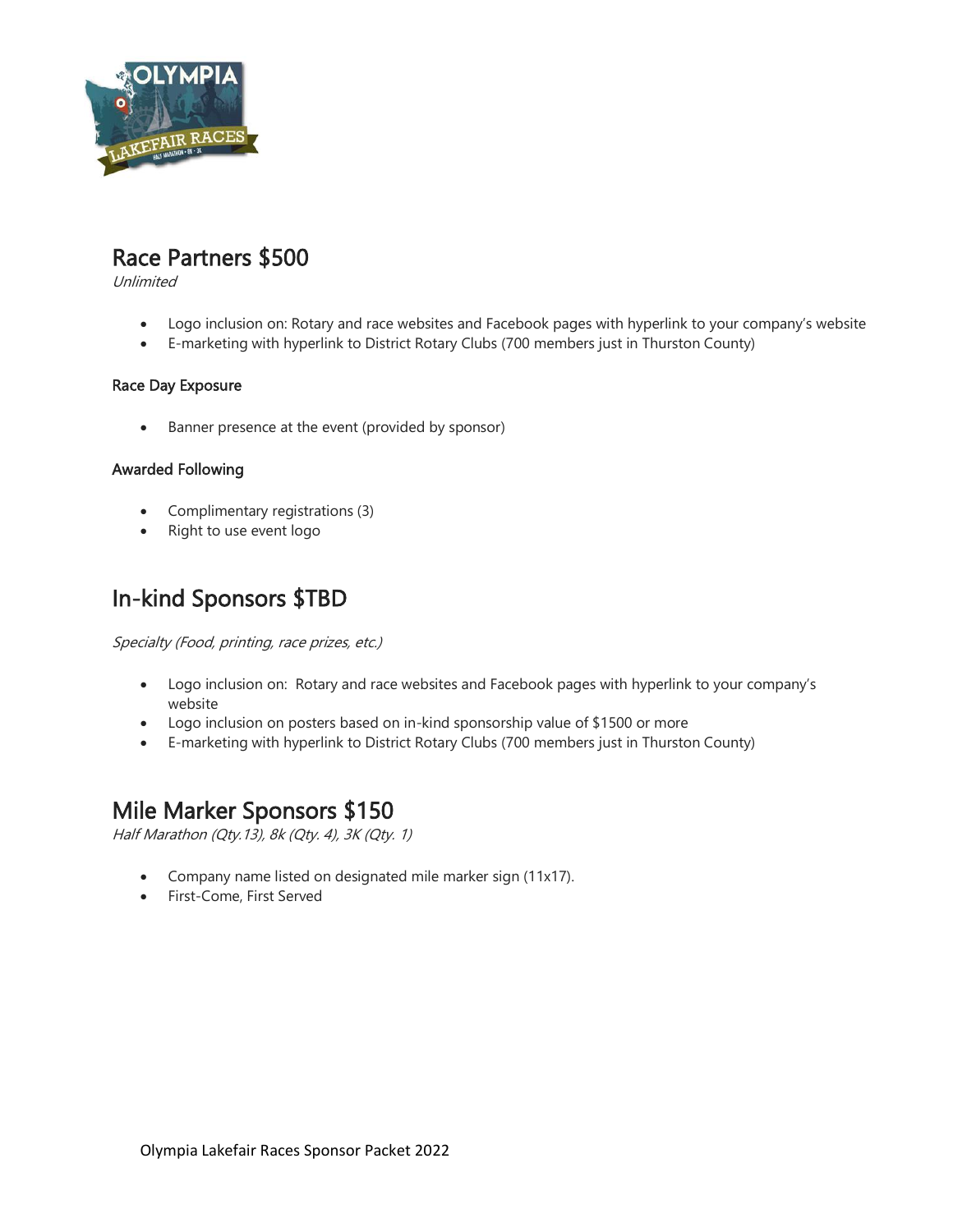## Race Partners $500

*Unlimited*

- Logo inclusion on: Rotary and race websites and Facebook pages with hyperlink to your company's website
- E-marketing with hyperlink to District Rotary Clubs (700 members just in Thurston County)

### Race Day Exposure

- Banner presence at the event (provided by sponsor)

### Awarded Following

- Complimentary registrations (3)
- Right to use event logo

## In-kind Sponsors $TBD

*Specialty (Food, printing, race prizes, etc.)*

- Logo inclusion on: Rotary and race websites and Facebook pages with hyperlink to your company's website
- Logo inclusion on posters based on in-kind sponsorship value of $1500 or more
- E-marketing with hyperlink to District Rotary Clubs (700 members just in Thurston County)

## Mile Marker Sponsors $150

*Half Marathon (Qty.13), 8k (Qty. 4), 3K (Qty. 1)*

- Company name listed on designated mile marker sign (11x17).
- First-Come, First Served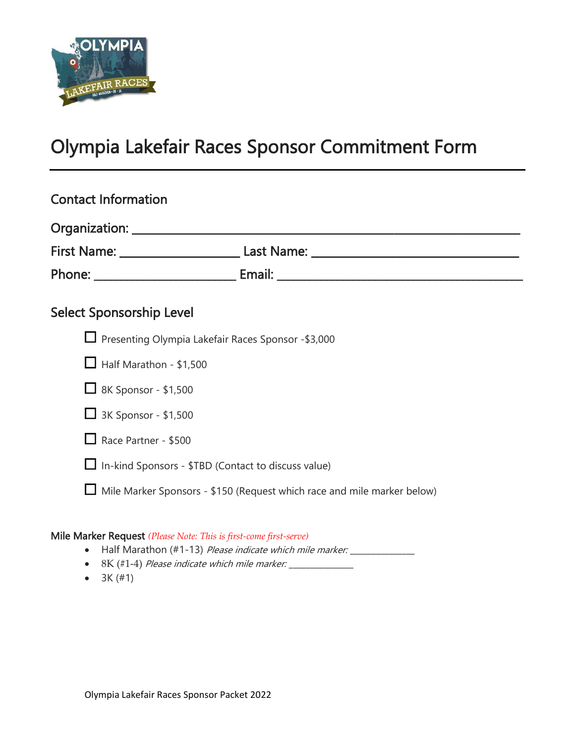# Olympia Lakefair Races Sponsor Commitment Form

## Contact Information

Organization: ____________________________________________

First Name: ________________ Last Name: ________________________

Phone: ____________________ Email: ______________________________

## Select Sponsorship Level

- ☐ Presenting Olympia Lakefair Races Sponsor -$3,000
- ☐ Half Marathon - $1,500
- ☐ 8K Sponsor - $1,500
- ☐ 3K Sponsor - $1,500
- ☐ Race Partner - $500
- ☐ In-kind Sponsors - $TBD (Contact to discuss value)
- ☐ Mile Marker Sponsors - $150 (Request which race and mile marker below)

**Mile Marker Request** *(Please Note: This is first-come first-serve)*

- Half Marathon (#1-13) *Please indicate which mile marker:* ____________
- 8K (#1-4) *Please indicate which mile marker:* ____________
- 3K (#1)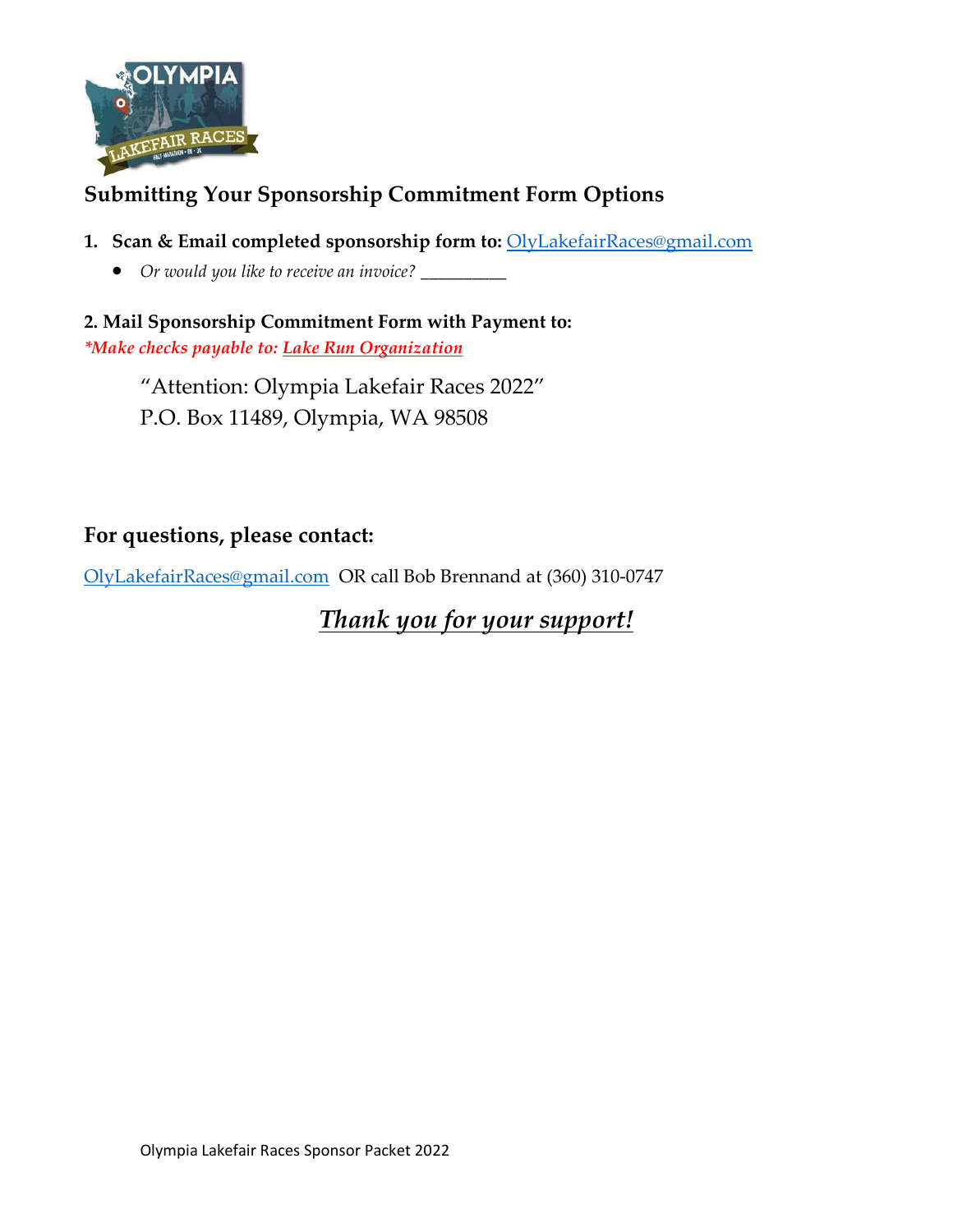## Submitting Your Sponsorship Commitment Form Options

1. **Scan & Email completed sponsorship form to:** OlyLakefairRaces@gmail.com
   - *Or would you like to receive an invoice? __________*

**2. Mail Sponsorship Commitment Form with Payment to:**

***Make checks payable to: Lake Run Organization***

"Attention: Olympia Lakefair Races 2022"
P.O. Box 11489, Olympia, WA 98508

### For questions, please contact:

OlyLakefairRaces@gmail.com OR call Bob Brennand at (360) 310-0747

***Thank you for your support!***